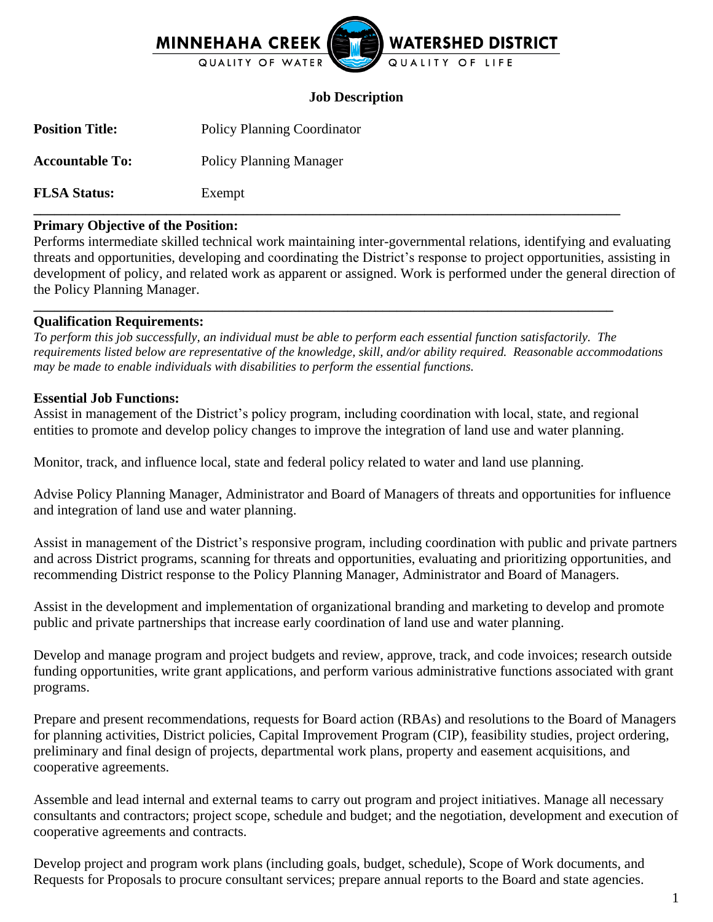MINNEHAHA CREEK WATERSHED DISTRICT
QUALITY OF WATER QUALITY OF LIFE

## Job Description

**Position Title:** Policy Planning Coordinator

**Accountable To:** Policy Planning Manager

**FLSA Status:** Exempt

---

**Primary Objective of the Position:**
Performs intermediate skilled technical work maintaining inter-governmental relations, identifying and evaluating threats and opportunities, developing and coordinating the District's response to project opportunities, assisting in development of policy, and related work as apparent or assigned. Work is performed under the general direction of the Policy Planning Manager.

---

**Qualification Requirements:**
*To perform this job successfully, an individual must be able to perform each essential function satisfactorily. The requirements listed below are representative of the knowledge, skill, and/or ability required. Reasonable accommodations may be made to enable individuals with disabilities to perform the essential functions.*

**Essential Job Functions:**
Assist in management of the District's policy program, including coordination with local, state, and regional entities to promote and develop policy changes to improve the integration of land use and water planning.

Monitor, track, and influence local, state and federal policy related to water and land use planning.

Advise Policy Planning Manager, Administrator and Board of Managers of threats and opportunities for influence and integration of land use and water planning.

Assist in management of the District's responsive program, including coordination with public and private partners and across District programs, scanning for threats and opportunities, evaluating and prioritizing opportunities, and recommending District response to the Policy Planning Manager, Administrator and Board of Managers.

Assist in the development and implementation of organizational branding and marketing to develop and promote public and private partnerships that increase early coordination of land use and water planning.

Develop and manage program and project budgets and review, approve, track, and code invoices; research outside funding opportunities, write grant applications, and perform various administrative functions associated with grant programs.

Prepare and present recommendations, requests for Board action (RBAs) and resolutions to the Board of Managers for planning activities, District policies, Capital Improvement Program (CIP), feasibility studies, project ordering, preliminary and final design of projects, departmental work plans, property and easement acquisitions, and cooperative agreements.

Assemble and lead internal and external teams to carry out program and project initiatives. Manage all necessary consultants and contractors; project scope, schedule and budget; and the negotiation, development and execution of cooperative agreements and contracts.

Develop project and program work plans (including goals, budget, schedule), Scope of Work documents, and Requests for Proposals to procure consultant services; prepare annual reports to the Board and state agencies.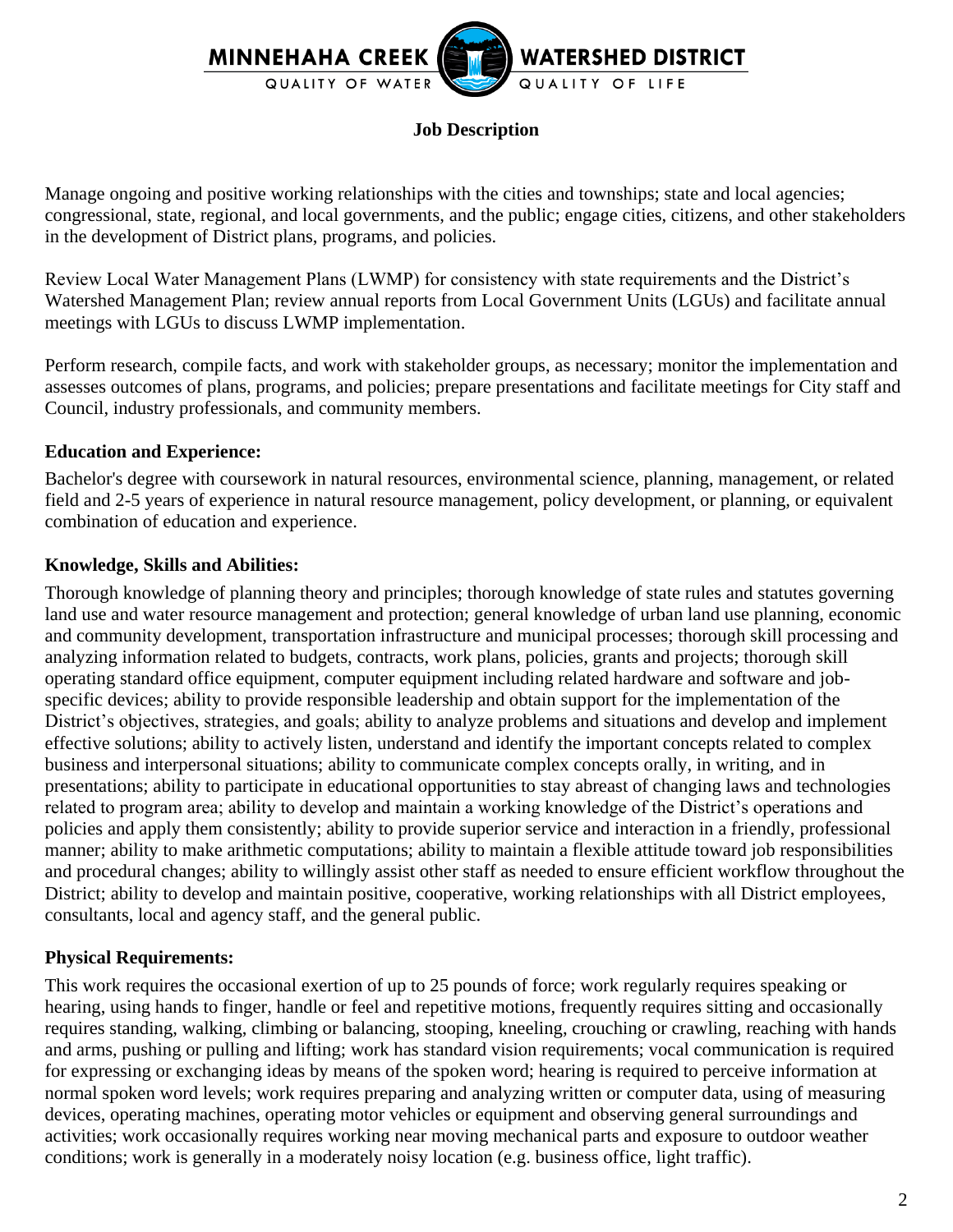**Job Description**

Manage ongoing and positive working relationships with the cities and townships; state and local agencies; congressional, state, regional, and local governments, and the public; engage cities, citizens, and other stakeholders in the development of District plans, programs, and policies.

Review Local Water Management Plans (LWMP) for consistency with state requirements and the District's Watershed Management Plan; review annual reports from Local Government Units (LGUs) and facilitate annual meetings with LGUs to discuss LWMP implementation.

Perform research, compile facts, and work with stakeholder groups, as necessary; monitor the implementation and assesses outcomes of plans, programs, and policies; prepare presentations and facilitate meetings for City staff and Council, industry professionals, and community members.

**Education and Experience:**

Bachelor's degree with coursework in natural resources, environmental science, planning, management, or related field and 2-5 years of experience in natural resource management, policy development, or planning, or equivalent combination of education and experience.

**Knowledge, Skills and Abilities:**

Thorough knowledge of planning theory and principles; thorough knowledge of state rules and statutes governing land use and water resource management and protection; general knowledge of urban land use planning, economic and community development, transportation infrastructure and municipal processes; thorough skill processing and analyzing information related to budgets, contracts, work plans, policies, grants and projects; thorough skill operating standard office equipment, computer equipment including related hardware and software and job-specific devices; ability to provide responsible leadership and obtain support for the implementation of the District's objectives, strategies, and goals; ability to analyze problems and situations and develop and implement effective solutions; ability to actively listen, understand and identify the important concepts related to complex business and interpersonal situations; ability to communicate complex concepts orally, in writing, and in presentations; ability to participate in educational opportunities to stay abreast of changing laws and technologies related to program area; ability to develop and maintain a working knowledge of the District's operations and policies and apply them consistently; ability to provide superior service and interaction in a friendly, professional manner; ability to make arithmetic computations; ability to maintain a flexible attitude toward job responsibilities and procedural changes; ability to willingly assist other staff as needed to ensure efficient workflow throughout the District; ability to develop and maintain positive, cooperative, working relationships with all District employees, consultants, local and agency staff, and the general public.

**Physical Requirements:**

This work requires the occasional exertion of up to 25 pounds of force; work regularly requires speaking or hearing, using hands to finger, handle or feel and repetitive motions, frequently requires sitting and occasionally requires standing, walking, climbing or balancing, stooping, kneeling, crouching or crawling, reaching with hands and arms, pushing or pulling and lifting; work has standard vision requirements; vocal communication is required for expressing or exchanging ideas by means of the spoken word; hearing is required to perceive information at normal spoken word levels; work requires preparing and analyzing written or computer data, using of measuring devices, operating machines, operating motor vehicles or equipment and observing general surroundings and activities; work occasionally requires working near moving mechanical parts and exposure to outdoor weather conditions; work is generally in a moderately noisy location (e.g. business office, light traffic).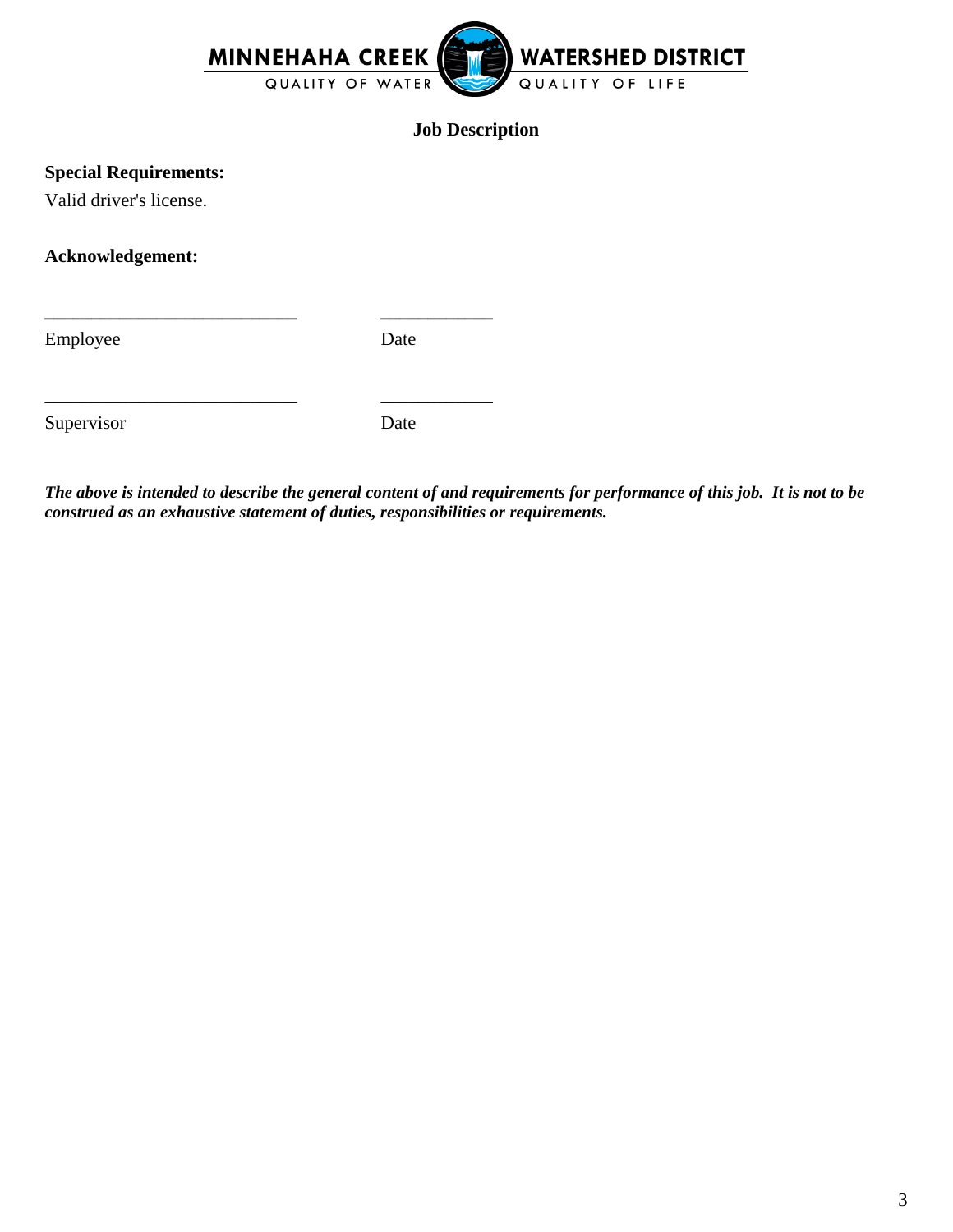**Job Description**

**Special Requirements:**

Valid driver's license.

**Acknowledgement:**

_____________________________ _____________

Employee Date

_____________________________ _____________

Supervisor Date

***The above is intended to describe the general content of and requirements for performance of this job. It is not to be construed as an exhaustive statement of duties, responsibilities or requirements.***